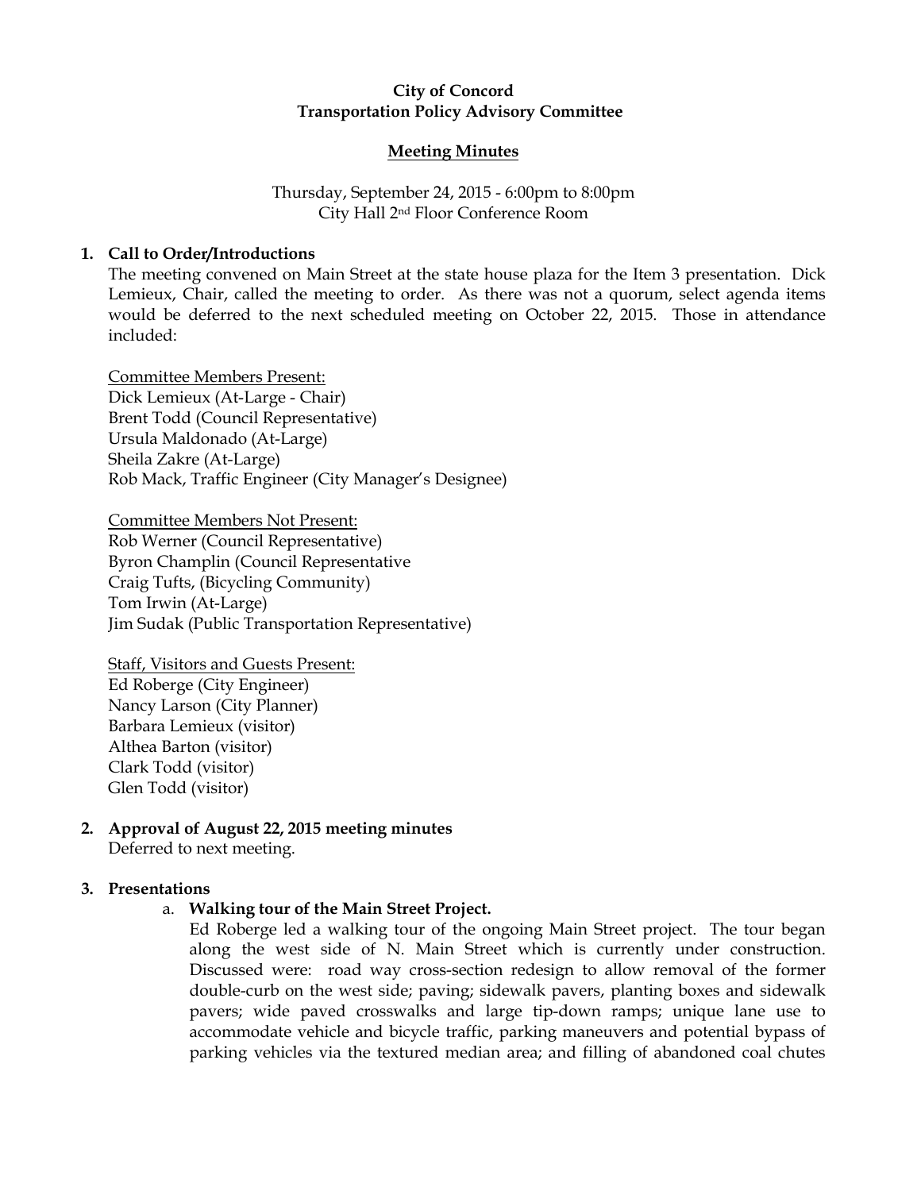**City of Concord**
**Transportation Policy Advisory Committee**

**Meeting Minutes**

Thursday, September 24, 2015 - 6:00pm to 8:00pm
City Hall 2nd Floor Conference Room

**1. Call to Order/Introductions**

The meeting convened on Main Street at the state house plaza for the Item 3 presentation. Dick Lemieux, Chair, called the meeting to order. As there was not a quorum, select agenda items would be deferred to the next scheduled meeting on October 22, 2015. Those in attendance included:

Committee Members Present:
Dick Lemieux (At-Large - Chair)
Brent Todd (Council Representative)
Ursula Maldonado (At-Large)
Sheila Zakre (At-Large)
Rob Mack, Traffic Engineer (City Manager's Designee)

Committee Members Not Present:
Rob Werner (Council Representative)
Byron Champlin (Council Representative
Craig Tufts, (Bicycling Community)
Tom Irwin (At-Large)
Jim Sudak (Public Transportation Representative)

Staff, Visitors and Guests Present:
Ed Roberge (City Engineer)
Nancy Larson (City Planner)
Barbara Lemieux (visitor)
Althea Barton (visitor)
Clark Todd (visitor)
Glen Todd (visitor)

**2. Approval of August 22, 2015 meeting minutes**

Deferred to next meeting.

**3. Presentations**

a. **Walking tour of the Main Street Project.**

Ed Roberge led a walking tour of the ongoing Main Street project. The tour began along the west side of N. Main Street which is currently under construction. Discussed were: road way cross-section redesign to allow removal of the former double-curb on the west side; paving; sidewalk pavers, planting boxes and sidewalk pavers; wide paved crosswalks and large tip-down ramps; unique lane use to accommodate vehicle and bicycle traffic, parking maneuvers and potential bypass of parking vehicles via the textured median area; and filling of abandoned coal chutes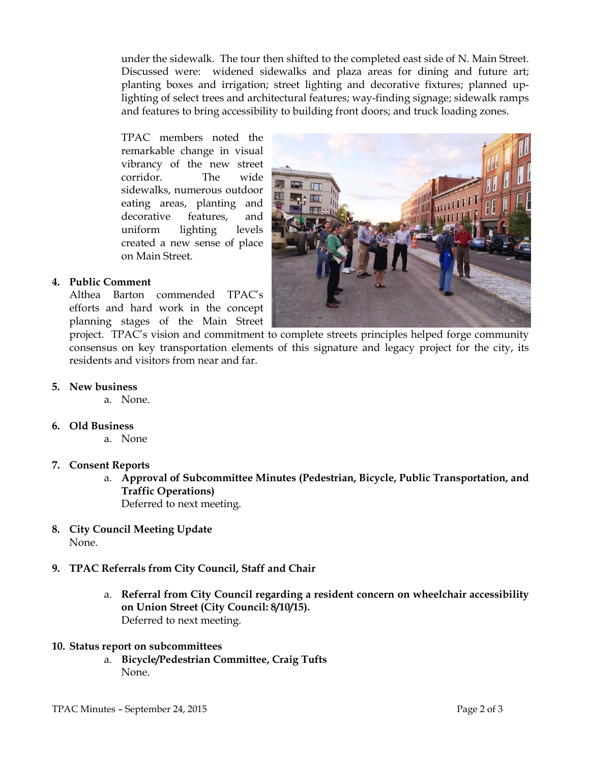under the sidewalk. The tour then shifted to the completed east side of N. Main Street. Discussed were: widened sidewalks and plaza areas for dining and future art; planting boxes and irrigation; street lighting and decorative fixtures; planned up-lighting of select trees and architectural features; way-finding signage; sidewalk ramps and features to bring accessibility to building front doors; and truck loading zones.

TPAC members noted the remarkable change in visual vibrancy of the new street corridor. The wide sidewalks, numerous outdoor eating areas, planting and decorative features, and uniform lighting levels created a new sense of place on Main Street.

**4. Public Comment**

Althea Barton commended TPAC's efforts and hard work in the concept planning stages of the Main Street project. TPAC's vision and commitment to complete streets principles helped forge community consensus on key transportation elements of this signature and legacy project for the city, its residents and visitors from near and far.

**5. New business**

a. None.

**6. Old Business**

a. None

**7. Consent Reports**

a. **Approval of Subcommittee Minutes (Pedestrian, Bicycle, Public Transportation, and Traffic Operations)**
Deferred to next meeting.

**8. City Council Meeting Update**

None.

**9. TPAC Referrals from City Council, Staff and Chair**

a. **Referral from City Council regarding a resident concern on wheelchair accessibility on Union Street (City Council: 8/10/15).**
Deferred to next meeting.

**10. Status report on subcommittees**

a. **Bicycle/Pedestrian Committee, Craig Tufts**
None.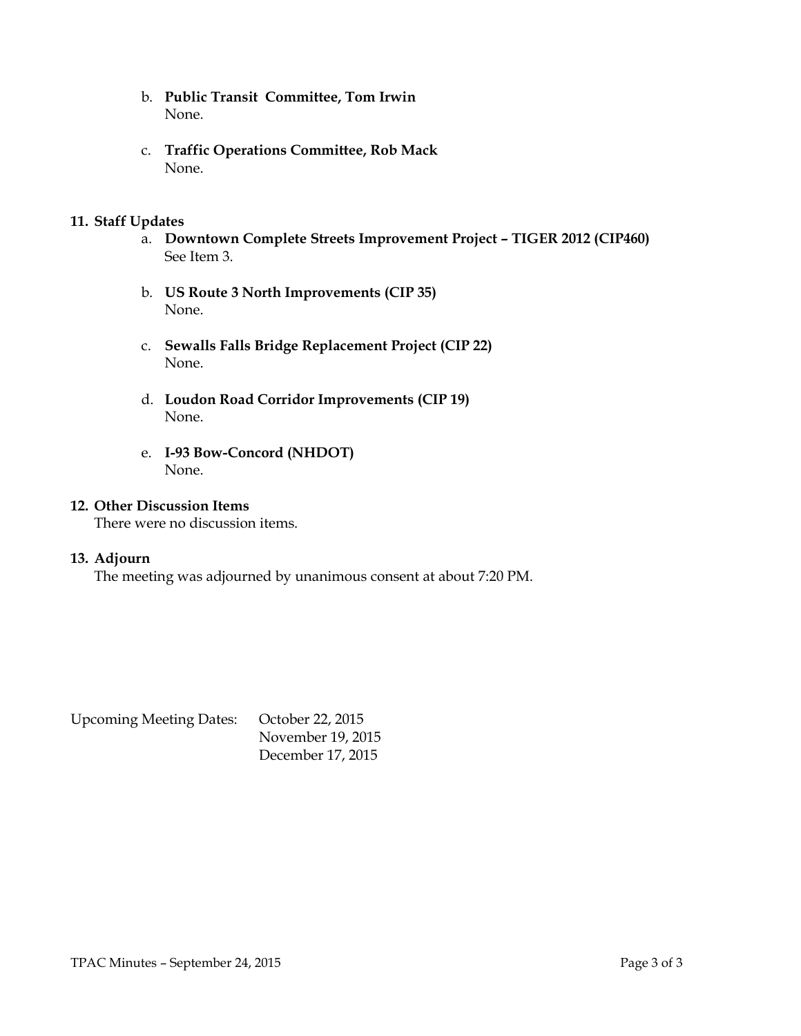b. **Public Transit Committee, Tom Irwin**
   None.

c. **Traffic Operations Committee, Rob Mack**
   None.

**11. Staff Updates**

a. **Downtown Complete Streets Improvement Project – TIGER 2012 (CIP460)**
   See Item 3.

b. **US Route 3 North Improvements (CIP 35)**
   None.

c. **Sewalls Falls Bridge Replacement Project (CIP 22)**
   None.

d. **Loudon Road Corridor Improvements (CIP 19)**
   None.

e. **I-93 Bow-Concord (NHDOT)**
   None.

**12. Other Discussion Items**

There were no discussion items.

**13. Adjourn**

The meeting was adjourned by unanimous consent at about 7:20 PM.

Upcoming Meeting Dates: October 22, 2015
November 19, 2015
December 17, 2015